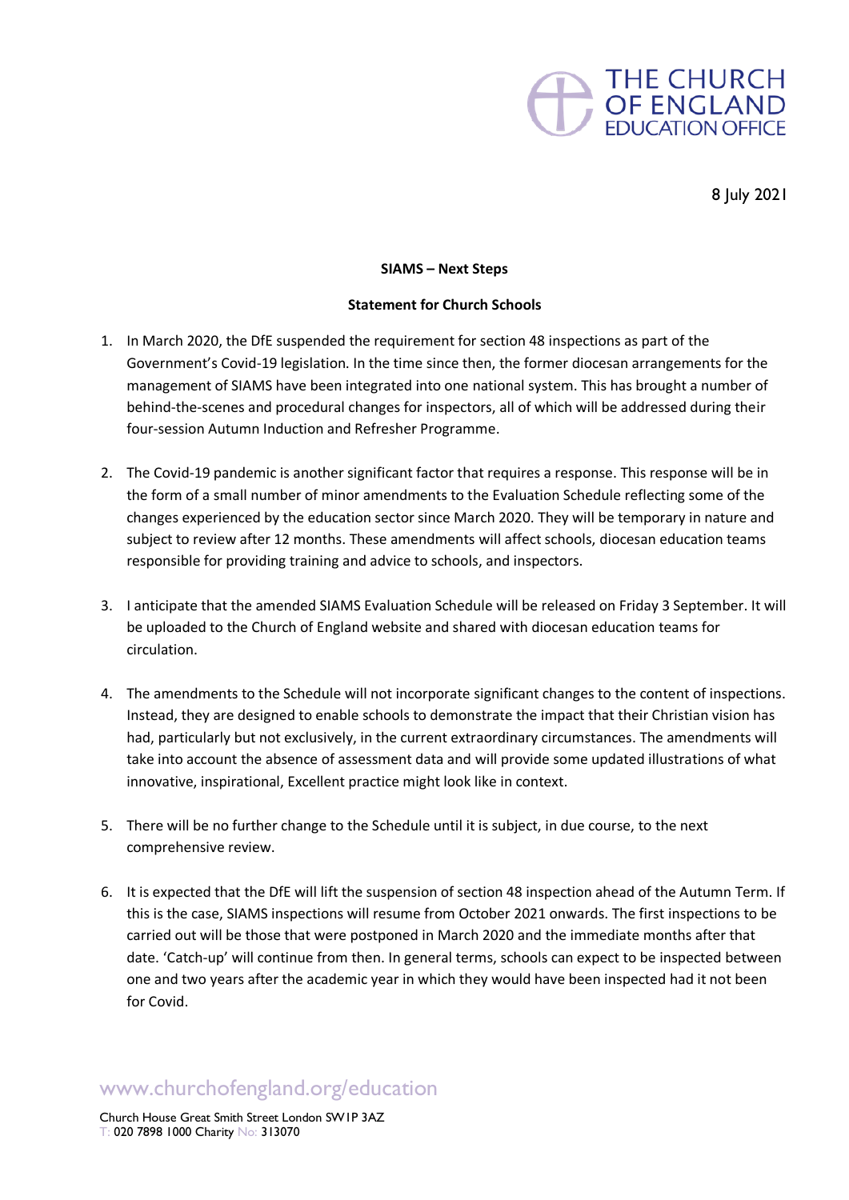THE CHURCH OF ENGLAND EDUCATION OFFICE

8 July 2021

**SIAMS – Next Steps**

**Statement for Church Schools**

1. In March 2020, the DfE suspended the requirement for section 48 inspections as part of the Government's Covid-19 legislation. In the time since then, the former diocesan arrangements for the management of SIAMS have been integrated into one national system. This has brought a number of behind-the-scenes and procedural changes for inspectors, all of which will be addressed during their four-session Autumn Induction and Refresher Programme.

2. The Covid-19 pandemic is another significant factor that requires a response. This response will be in the form of a small number of minor amendments to the Evaluation Schedule reflecting some of the changes experienced by the education sector since March 2020. They will be temporary in nature and subject to review after 12 months. These amendments will affect schools, diocesan education teams responsible for providing training and advice to schools, and inspectors.

3. I anticipate that the amended SIAMS Evaluation Schedule will be released on Friday 3 September. It will be uploaded to the Church of England website and shared with diocesan education teams for circulation.

4. The amendments to the Schedule will not incorporate significant changes to the content of inspections. Instead, they are designed to enable schools to demonstrate the impact that their Christian vision has had, particularly but not exclusively, in the current extraordinary circumstances. The amendments will take into account the absence of assessment data and will provide some updated illustrations of what innovative, inspirational, Excellent practice might look like in context.

5. There will be no further change to the Schedule until it is subject, in due course, to the next comprehensive review.

6. It is expected that the DfE will lift the suspension of section 48 inspection ahead of the Autumn Term. If this is the case, SIAMS inspections will resume from October 2021 onwards. The first inspections to be carried out will be those that were postponed in March 2020 and the immediate months after that date. 'Catch-up' will continue from then. In general terms, schools can expect to be inspected between one and two years after the academic year in which they would have been inspected had it not been for Covid.

www.churchofengland.org/education

Church House Great Smith Street London SW1P 3AZ
T: 020 7898 1000 Charity No: 313070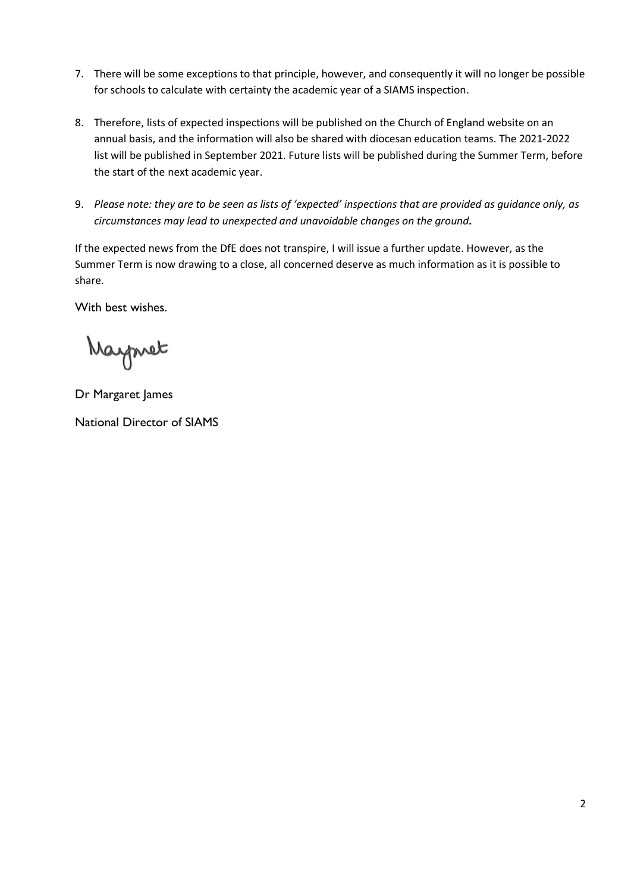7. There will be some exceptions to that principle, however, and consequently it will no longer be possible for schools to calculate with certainty the academic year of a SIAMS inspection.

8. Therefore, lists of expected inspections will be published on the Church of England website on an annual basis, and the information will also be shared with diocesan education teams. The 2021-2022 list will be published in September 2021. Future lists will be published during the Summer Term, before the start of the next academic year.

9. *Please note: they are to be seen as lists of 'expected' inspections that are provided as guidance only, as circumstances may lead to unexpected and unavoidable changes on the ground**.***

If the expected news from the DfE does not transpire, I will issue a further update. However, as the Summer Term is now drawing to a close, all concerned deserve as much information as it is possible to share.

With best wishes.

Margaret

Dr Margaret James

National Director of SIAMS